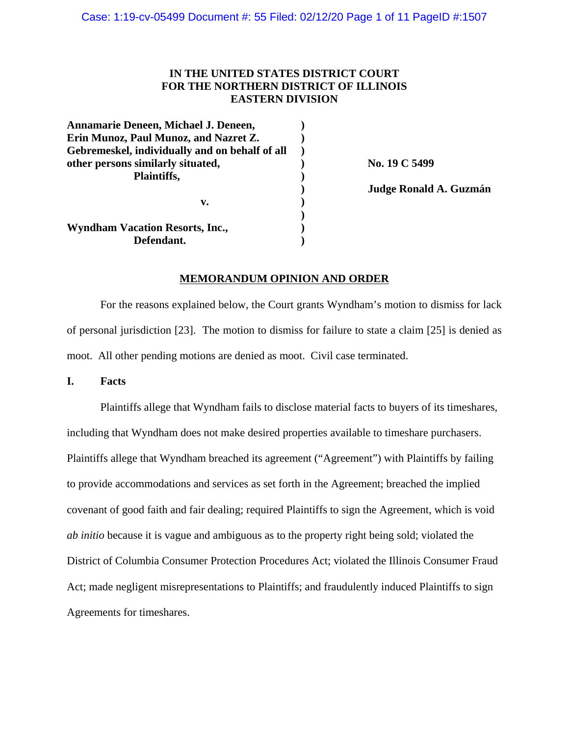**IN THE UNITED STATES DISTRICT COURT**
**FOR THE NORTHERN DISTRICT OF ILLINOIS**
**EASTERN DIVISION**

| | | |
|---|---|---|
| **Annamarie Deneen, Michael J. Deneen, Erin Munoz, Paul Munoz, and Nazret Z. Gebremeskel, individually and on behalf of all other persons similarly situated,** | ) | **No. 19 C 5499** |
| **Plaintiffs,** | ) | |
| | ) | **Judge Ronald A. Guzmán** |
| **v.** | ) | |
| | ) | |
| **Wyndham Vacation Resorts, Inc.,** | ) | |
| **Defendant.** | ) | |

**MEMORANDUM OPINION AND ORDER**

For the reasons explained below, the Court grants Wyndham's motion to dismiss for lack of personal jurisdiction [23]. The motion to dismiss for failure to state a claim [25] is denied as moot. All other pending motions are denied as moot. Civil case terminated.

## I. Facts

Plaintiffs allege that Wyndham fails to disclose material facts to buyers of its timeshares, including that Wyndham does not make desired properties available to timeshare purchasers. Plaintiffs allege that Wyndham breached its agreement ("Agreement") with Plaintiffs by failing to provide accommodations and services as set forth in the Agreement; breached the implied covenant of good faith and fair dealing; required Plaintiffs to sign the Agreement, which is void *ab initio* because it is vague and ambiguous as to the property right being sold; violated the District of Columbia Consumer Protection Procedures Act; violated the Illinois Consumer Fraud Act; made negligent misrepresentations to Plaintiffs; and fraudulently induced Plaintiffs to sign Agreements for timeshares.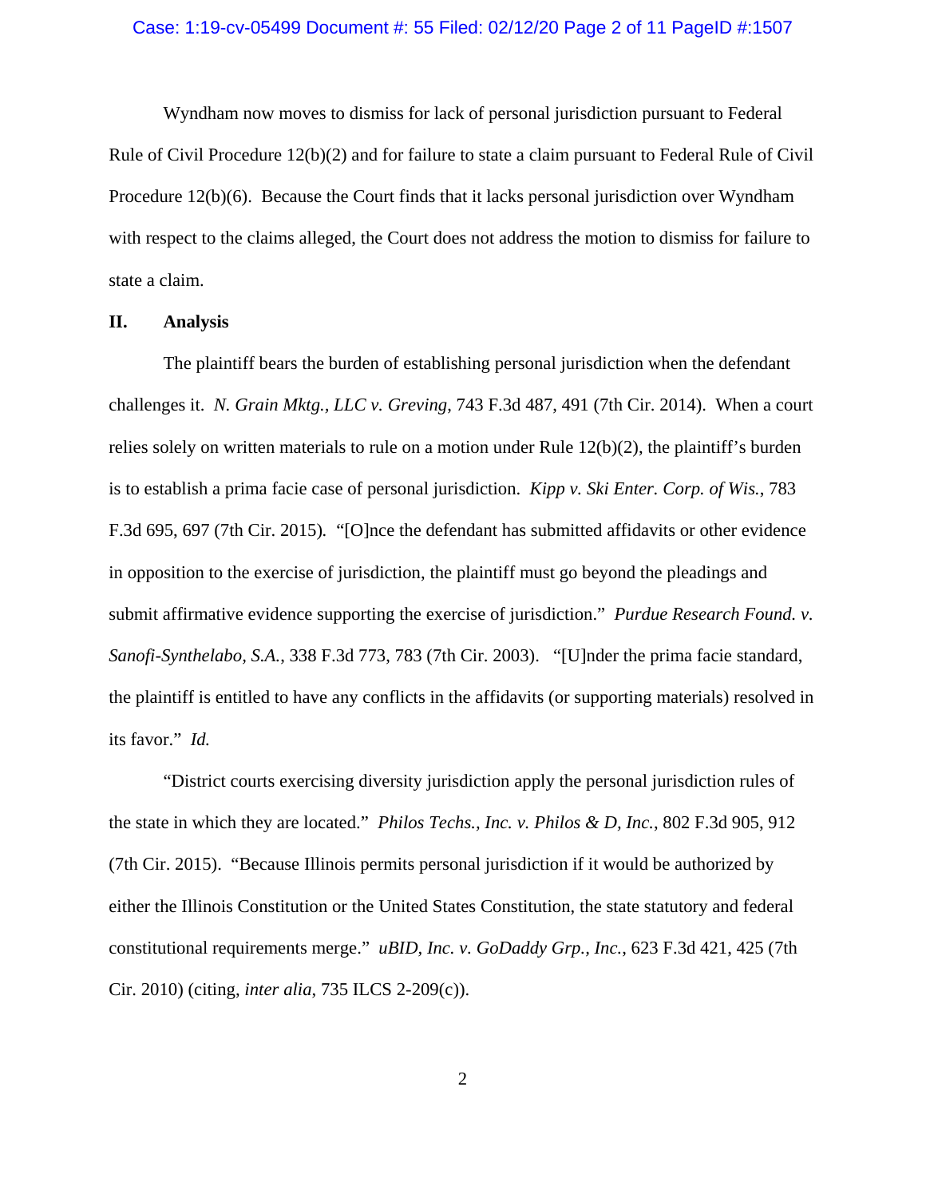Wyndham now moves to dismiss for lack of personal jurisdiction pursuant to Federal Rule of Civil Procedure 12(b)(2) and for failure to state a claim pursuant to Federal Rule of Civil Procedure 12(b)(6). Because the Court finds that it lacks personal jurisdiction over Wyndham with respect to the claims alleged, the Court does not address the motion to dismiss for failure to state a claim.

## II. Analysis

The plaintiff bears the burden of establishing personal jurisdiction when the defendant challenges it. *N. Grain Mktg., LLC v. Greving*, 743 F.3d 487, 491 (7th Cir. 2014). When a court relies solely on written materials to rule on a motion under Rule 12(b)(2), the plaintiff's burden is to establish a prima facie case of personal jurisdiction. *Kipp v. Ski Enter. Corp. of Wis.*, 783 F.3d 695, 697 (7th Cir. 2015). "[O]nce the defendant has submitted affidavits or other evidence in opposition to the exercise of jurisdiction, the plaintiff must go beyond the pleadings and submit affirmative evidence supporting the exercise of jurisdiction." *Purdue Research Found. v. Sanofi-Synthelabo, S.A.*, 338 F.3d 773, 783 (7th Cir. 2003). "[U]nder the prima facie standard, the plaintiff is entitled to have any conflicts in the affidavits (or supporting materials) resolved in its favor." *Id.*

"District courts exercising diversity jurisdiction apply the personal jurisdiction rules of the state in which they are located." *Philos Techs., Inc. v. Philos & D, Inc.*, 802 F.3d 905, 912 (7th Cir. 2015). "Because Illinois permits personal jurisdiction if it would be authorized by either the Illinois Constitution or the United States Constitution, the state statutory and federal constitutional requirements merge." *uBID, Inc. v. GoDaddy Grp., Inc.*, 623 F.3d 421, 425 (7th Cir. 2010) (citing, *inter alia*, 735 ILCS 2-209(c)).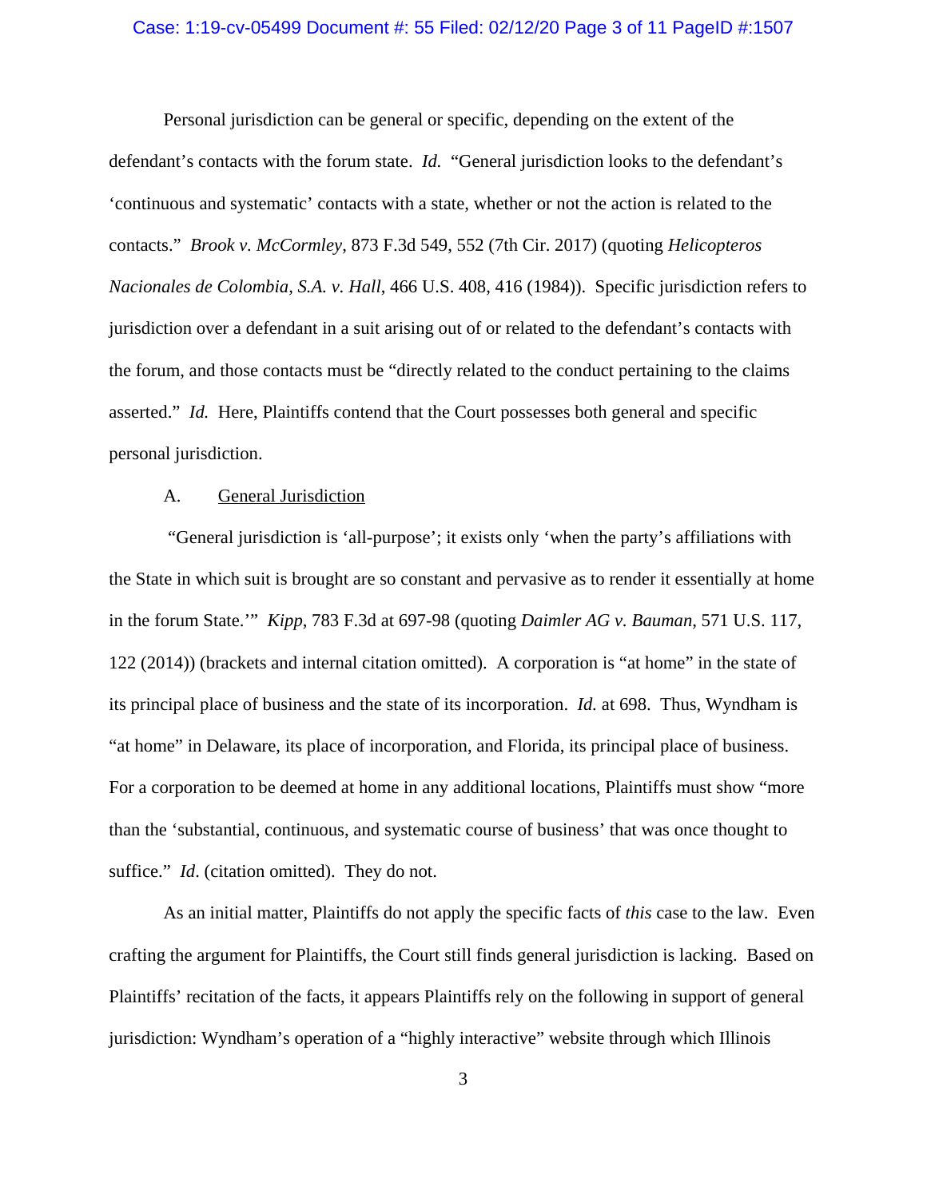Personal jurisdiction can be general or specific, depending on the extent of the defendant's contacts with the forum state. *Id.* "General jurisdiction looks to the defendant's 'continuous and systematic' contacts with a state, whether or not the action is related to the contacts." *Brook v. McCormley*, 873 F.3d 549, 552 (7th Cir. 2017) (quoting *Helicopteros Nacionales de Colombia, S.A. v. Hall*, 466 U.S. 408, 416 (1984)). Specific jurisdiction refers to jurisdiction over a defendant in a suit arising out of or related to the defendant's contacts with the forum, and those contacts must be "directly related to the conduct pertaining to the claims asserted." *Id.* Here, Plaintiffs contend that the Court possesses both general and specific personal jurisdiction.

A. General Jurisdiction

"General jurisdiction is 'all-purpose'; it exists only 'when the party's affiliations with the State in which suit is brought are so constant and pervasive as to render it essentially at home in the forum State.'" *Kipp*, 783 F.3d at 697-98 (quoting *Daimler AG v. Bauman*, 571 U.S. 117, 122 (2014)) (brackets and internal citation omitted). A corporation is "at home" in the state of its principal place of business and the state of its incorporation. *Id.* at 698. Thus, Wyndham is "at home" in Delaware, its place of incorporation, and Florida, its principal place of business. For a corporation to be deemed at home in any additional locations, Plaintiffs must show "more than the 'substantial, continuous, and systematic course of business' that was once thought to suffice." *Id*. (citation omitted). They do not.

As an initial matter, Plaintiffs do not apply the specific facts of *this* case to the law. Even crafting the argument for Plaintiffs, the Court still finds general jurisdiction is lacking. Based on Plaintiffs' recitation of the facts, it appears Plaintiffs rely on the following in support of general jurisdiction: Wyndham's operation of a "highly interactive" website through which Illinois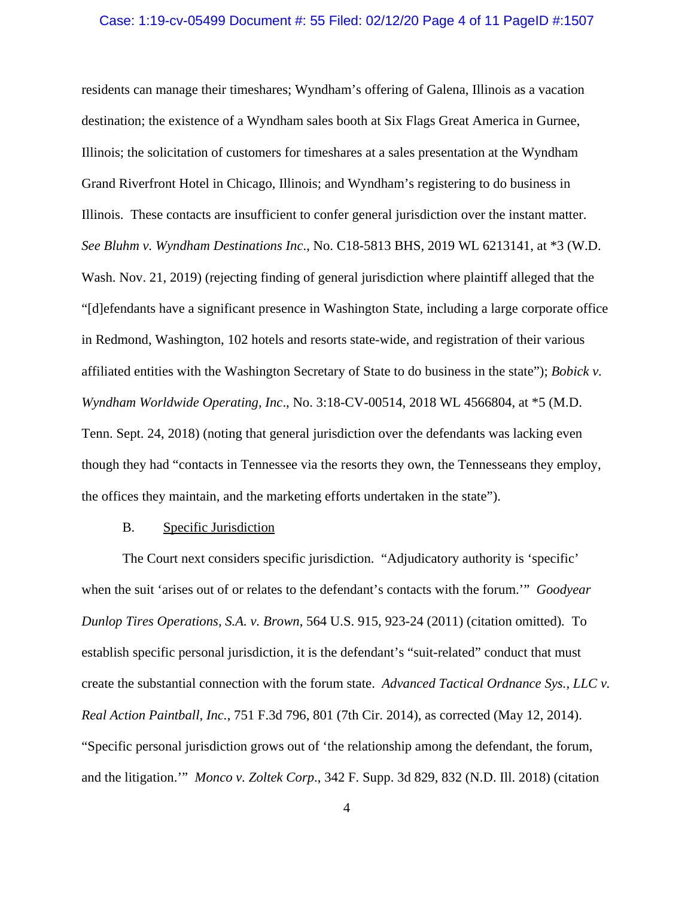residents can manage their timeshares; Wyndham's offering of Galena, Illinois as a vacation destination; the existence of a Wyndham sales booth at Six Flags Great America in Gurnee, Illinois; the solicitation of customers for timeshares at a sales presentation at the Wyndham Grand Riverfront Hotel in Chicago, Illinois; and Wyndham's registering to do business in Illinois. These contacts are insufficient to confer general jurisdiction over the instant matter. *See Bluhm v. Wyndham Destinations Inc*., No. C18-5813 BHS, 2019 WL 6213141, at *3 (W.D. Wash. Nov. 21, 2019) (rejecting finding of general jurisdiction where plaintiff alleged that the "[d]efendants have a significant presence in Washington State, including a large corporate office in Redmond, Washington, 102 hotels and resorts state-wide, and registration of their various affiliated entities with the Washington Secretary of State to do business in the state"); *Bobick v. Wyndham Worldwide Operating, Inc*., No. 3:18-CV-00514, 2018 WL 4566804, at *5 (M.D. Tenn. Sept. 24, 2018) (noting that general jurisdiction over the defendants was lacking even though they had "contacts in Tennessee via the resorts they own, the Tennesseans they employ, the offices they maintain, and the marketing efforts undertaken in the state").

B. <u>Specific Jurisdiction</u>

The Court next considers specific jurisdiction. "Adjudicatory authority is 'specific' when the suit 'arises out of or relates to the defendant's contacts with the forum.'" *Goodyear Dunlop Tires Operations, S.A. v. Brown*, 564 U.S. 915, 923-24 (2011) (citation omitted). To establish specific personal jurisdiction, it is the defendant's "suit-related" conduct that must create the substantial connection with the forum state. *Advanced Tactical Ordnance Sys., LLC v. Real Action Paintball, Inc.*, 751 F.3d 796, 801 (7th Cir. 2014), as corrected (May 12, 2014). "Specific personal jurisdiction grows out of 'the relationship among the defendant, the forum, and the litigation.'" *Monco v. Zoltek Corp*., 342 F. Supp. 3d 829, 832 (N.D. Ill. 2018) (citation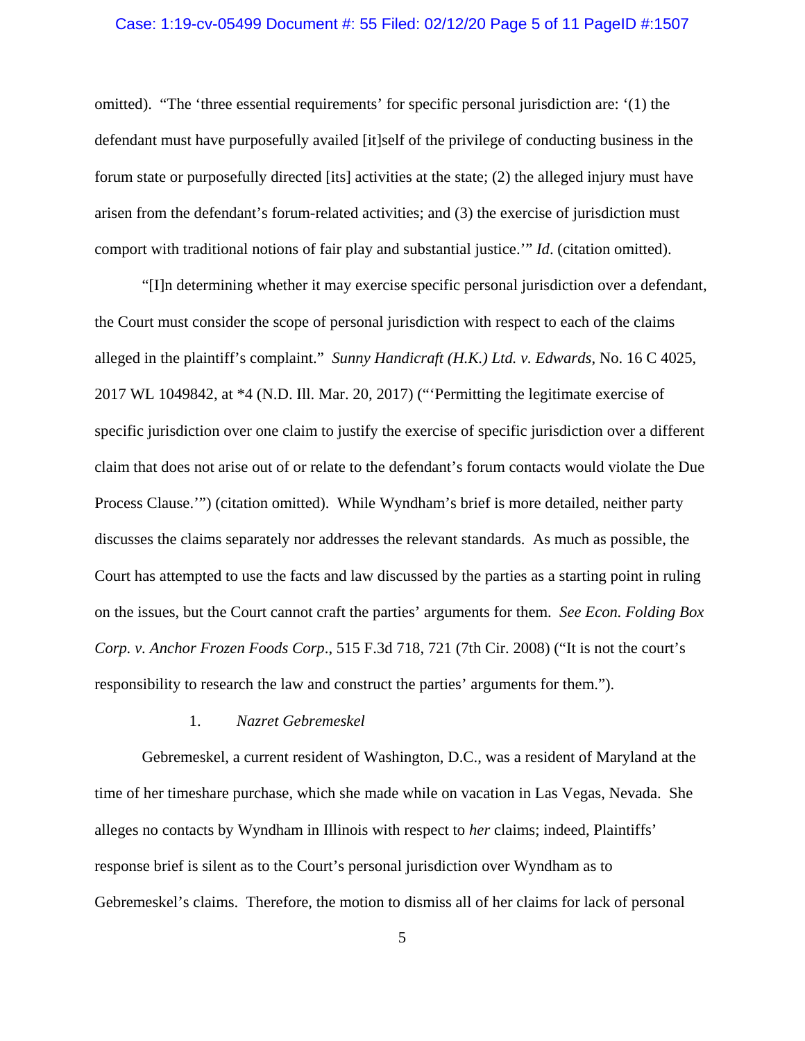omitted). "The 'three essential requirements' for specific personal jurisdiction are: '(1) the defendant must have purposefully availed [it]self of the privilege of conducting business in the forum state or purposefully directed [its] activities at the state; (2) the alleged injury must have arisen from the defendant's forum-related activities; and (3) the exercise of jurisdiction must comport with traditional notions of fair play and substantial justice.'" *Id*. (citation omitted).

"[I]n determining whether it may exercise specific personal jurisdiction over a defendant, the Court must consider the scope of personal jurisdiction with respect to each of the claims alleged in the plaintiff's complaint." *Sunny Handicraft (H.K.) Ltd. v. Edwards*, No. 16 C 4025, 2017 WL 1049842, at *4 (N.D. Ill. Mar. 20, 2017) ("'Permitting the legitimate exercise of specific jurisdiction over one claim to justify the exercise of specific jurisdiction over a different claim that does not arise out of or relate to the defendant's forum contacts would violate the Due Process Clause.'") (citation omitted). While Wyndham's brief is more detailed, neither party discusses the claims separately nor addresses the relevant standards. As much as possible, the Court has attempted to use the facts and law discussed by the parties as a starting point in ruling on the issues, but the Court cannot craft the parties' arguments for them. *See Econ. Folding Box Corp. v. Anchor Frozen Foods Corp*., 515 F.3d 718, 721 (7th Cir. 2008) ("It is not the court's responsibility to research the law and construct the parties' arguments for them.").

### 1. *Nazret Gebremeskel*

Gebremeskel, a current resident of Washington, D.C., was a resident of Maryland at the time of her timeshare purchase, which she made while on vacation in Las Vegas, Nevada. She alleges no contacts by Wyndham in Illinois with respect to *her* claims; indeed, Plaintiffs' response brief is silent as to the Court's personal jurisdiction over Wyndham as to Gebremeskel's claims. Therefore, the motion to dismiss all of her claims for lack of personal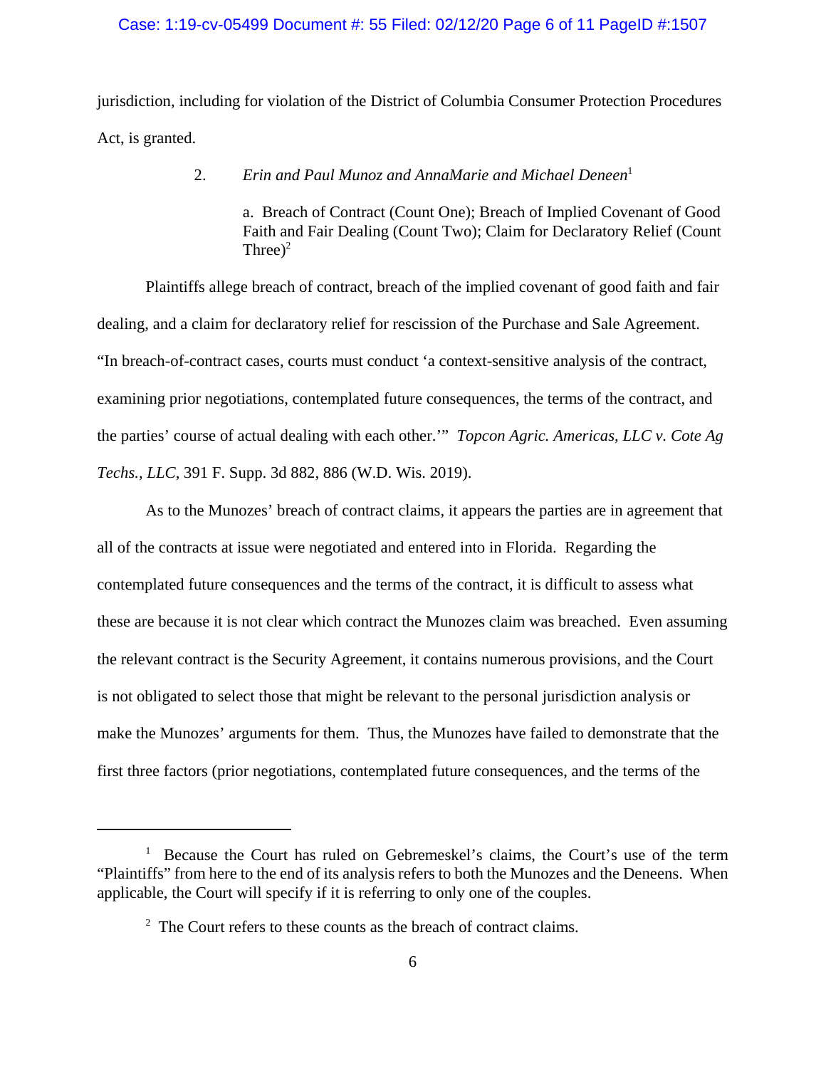jurisdiction, including for violation of the District of Columbia Consumer Protection Procedures Act, is granted.

2. *Erin and Paul Munoz and AnnaMarie and Michael Deneen*[1]

a. Breach of Contract (Count One); Breach of Implied Covenant of Good Faith and Fair Dealing (Count Two); Claim for Declaratory Relief (Count Three)[2]

Plaintiffs allege breach of contract, breach of the implied covenant of good faith and fair dealing, and a claim for declaratory relief for rescission of the Purchase and Sale Agreement. "In breach-of-contract cases, courts must conduct 'a context-sensitive analysis of the contract, examining prior negotiations, contemplated future consequences, the terms of the contract, and the parties' course of actual dealing with each other.'" *Topcon Agric. Americas, LLC v. Cote Ag Techs., LLC*, 391 F. Supp. 3d 882, 886 (W.D. Wis. 2019).

As to the Munozes' breach of contract claims, it appears the parties are in agreement that all of the contracts at issue were negotiated and entered into in Florida. Regarding the contemplated future consequences and the terms of the contract, it is difficult to assess what these are because it is not clear which contract the Munozes claim was breached. Even assuming the relevant contract is the Security Agreement, it contains numerous provisions, and the Court is not obligated to select those that might be relevant to the personal jurisdiction analysis or make the Munozes' arguments for them. Thus, the Munozes have failed to demonstrate that the first three factors (prior negotiations, contemplated future consequences, and the terms of the

---

[1] Because the Court has ruled on Gebremeskel's claims, the Court's use of the term "Plaintiffs" from here to the end of its analysis refers to both the Munozes and the Deneens. When applicable, the Court will specify if it is referring to only one of the couples.

[2] The Court refers to these counts as the breach of contract claims.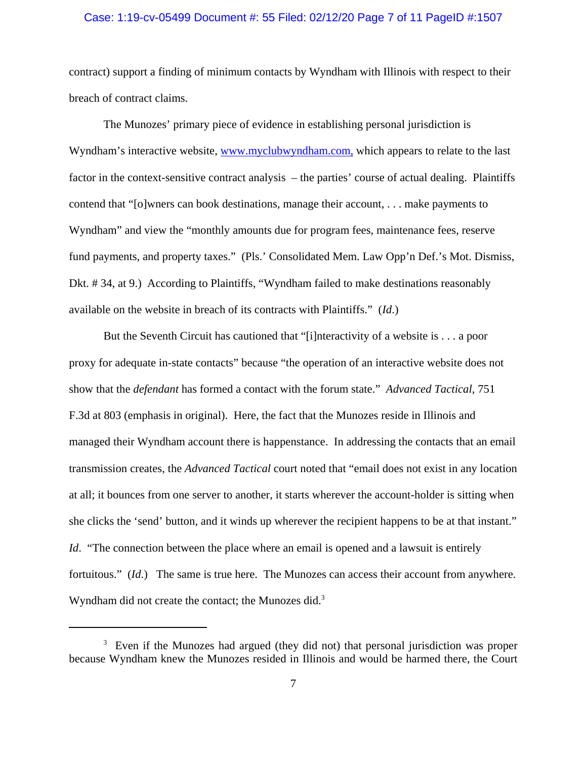contract) support a finding of minimum contacts by Wyndham with Illinois with respect to their breach of contract claims.

The Munozes' primary piece of evidence in establishing personal jurisdiction is Wyndham's interactive website, www.myclubwyndham.com, which appears to relate to the last factor in the context-sensitive contract analysis – the parties' course of actual dealing. Plaintiffs contend that "[o]wners can book destinations, manage their account, . . . make payments to Wyndham" and view the "monthly amounts due for program fees, maintenance fees, reserve fund payments, and property taxes." (Pls.' Consolidated Mem. Law Opp'n Def.'s Mot. Dismiss, Dkt. # 34, at 9.) According to Plaintiffs, "Wyndham failed to make destinations reasonably available on the website in breach of its contracts with Plaintiffs." (*Id*.)

But the Seventh Circuit has cautioned that "[i]nteractivity of a website is . . . a poor proxy for adequate in-state contacts" because "the operation of an interactive website does not show that the *defendant* has formed a contact with the forum state." *Advanced Tactical,* 751 F.3d at 803 (emphasis in original). Here, the fact that the Munozes reside in Illinois and managed their Wyndham account there is happenstance. In addressing the contacts that an email transmission creates, the *Advanced Tactical* court noted that "email does not exist in any location at all; it bounces from one server to another, it starts wherever the account-holder is sitting when she clicks the 'send' button, and it winds up wherever the recipient happens to be at that instant." *Id.* "The connection between the place where an email is opened and a lawsuit is entirely fortuitous." (*Id*.) The same is true here. The Munozes can access their account from anywhere. Wyndham did not create the contact; the Munozes did.[3]

[3] Even if the Munozes had argued (they did not) that personal jurisdiction was proper because Wyndham knew the Munozes resided in Illinois and would be harmed there, the Court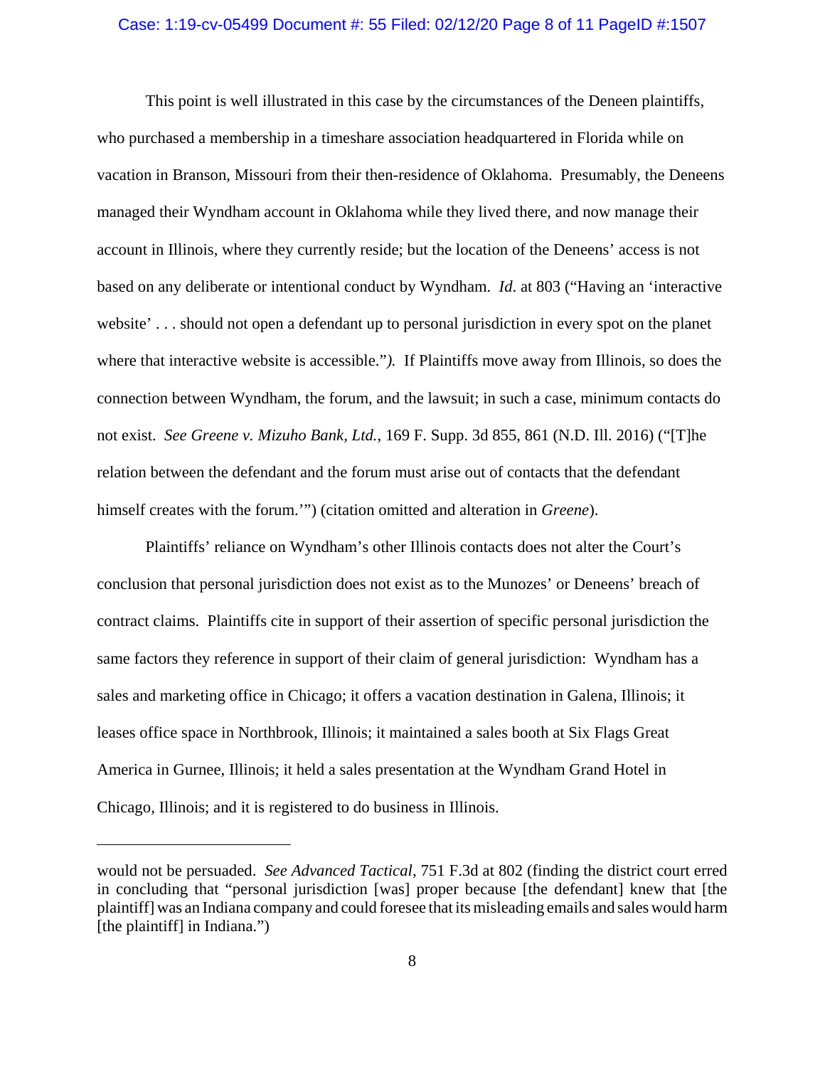This point is well illustrated in this case by the circumstances of the Deneen plaintiffs, who purchased a membership in a timeshare association headquartered in Florida while on vacation in Branson, Missouri from their then-residence of Oklahoma. Presumably, the Deneens managed their Wyndham account in Oklahoma while they lived there, and now manage their account in Illinois, where they currently reside; but the location of the Deneens' access is not based on any deliberate or intentional conduct by Wyndham. *Id*. at 803 ("Having an 'interactive website' . . . should not open a defendant up to personal jurisdiction in every spot on the planet where that interactive website is accessible."*).* If Plaintiffs move away from Illinois, so does the connection between Wyndham, the forum, and the lawsuit; in such a case, minimum contacts do not exist. *See Greene v. Mizuho Bank, Ltd.*, 169 F. Supp. 3d 855, 861 (N.D. Ill. 2016) ("[T]he relation between the defendant and the forum must arise out of contacts that the defendant himself creates with the forum.'") (citation omitted and alteration in *Greene*).

Plaintiffs' reliance on Wyndham's other Illinois contacts does not alter the Court's conclusion that personal jurisdiction does not exist as to the Munozes' or Deneens' breach of contract claims. Plaintiffs cite in support of their assertion of specific personal jurisdiction the same factors they reference in support of their claim of general jurisdiction: Wyndham has a sales and marketing office in Chicago; it offers a vacation destination in Galena, Illinois; it leases office space in Northbrook, Illinois; it maintained a sales booth at Six Flags Great America in Gurnee, Illinois; it held a sales presentation at the Wyndham Grand Hotel in Chicago, Illinois; and it is registered to do business in Illinois.

---

would not be persuaded. *See Advanced Tactical*, 751 F.3d at 802 (finding the district court erred in concluding that "personal jurisdiction [was] proper because [the defendant] knew that [the plaintiff] was an Indiana company and could foresee that its misleading emails and sales would harm [the plaintiff] in Indiana.")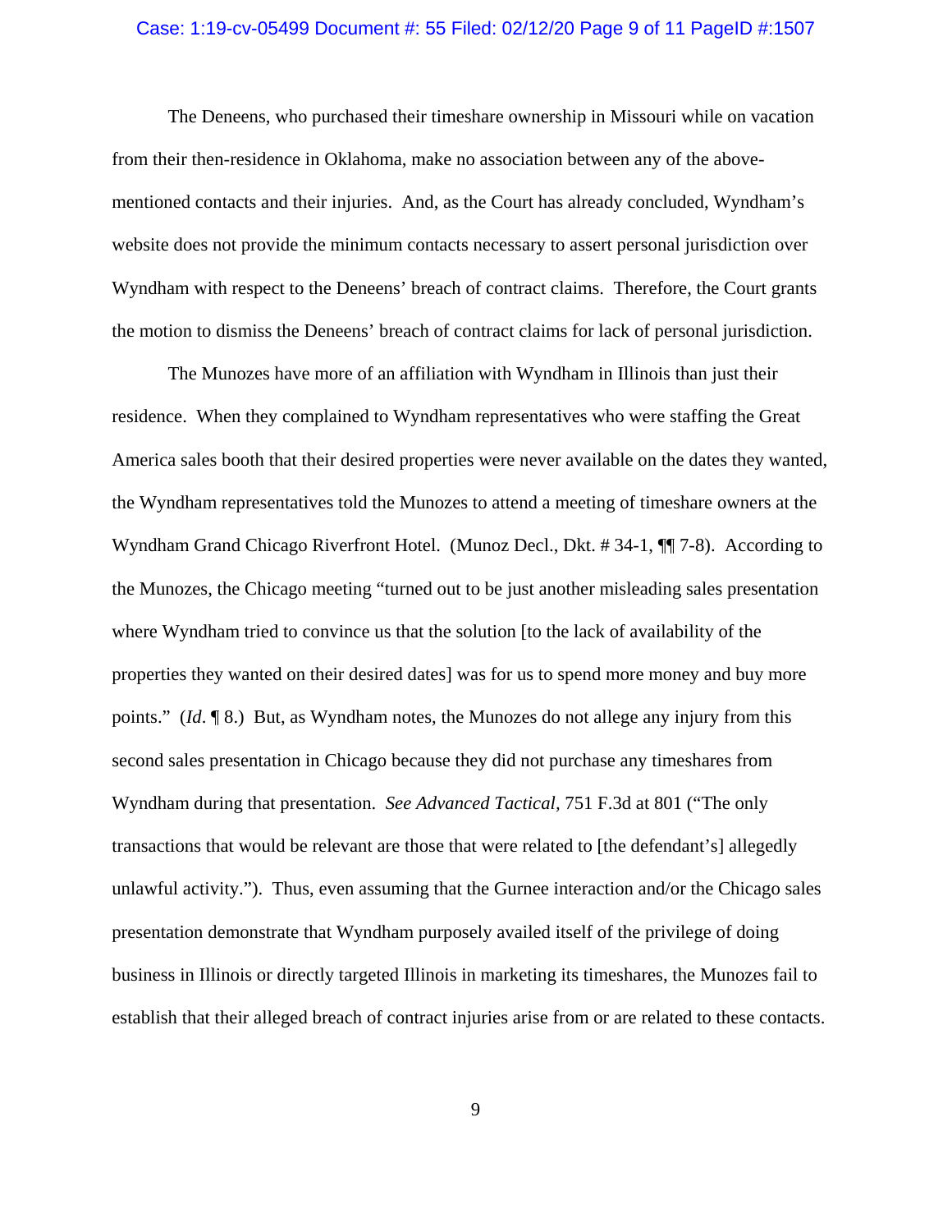The Deneens, who purchased their timeshare ownership in Missouri while on vacation from their then-residence in Oklahoma, make no association between any of the above-mentioned contacts and their injuries. And, as the Court has already concluded, Wyndham's website does not provide the minimum contacts necessary to assert personal jurisdiction over Wyndham with respect to the Deneens' breach of contract claims. Therefore, the Court grants the motion to dismiss the Deneens' breach of contract claims for lack of personal jurisdiction.

The Munozes have more of an affiliation with Wyndham in Illinois than just their residence. When they complained to Wyndham representatives who were staffing the Great America sales booth that their desired properties were never available on the dates they wanted, the Wyndham representatives told the Munozes to attend a meeting of timeshare owners at the Wyndham Grand Chicago Riverfront Hotel. (Munoz Decl., Dkt. # 34-1, ¶¶ 7-8). According to the Munozes, the Chicago meeting "turned out to be just another misleading sales presentation where Wyndham tried to convince us that the solution [to the lack of availability of the properties they wanted on their desired dates] was for us to spend more money and buy more points." (*Id*. ¶ 8.) But, as Wyndham notes, the Munozes do not allege any injury from this second sales presentation in Chicago because they did not purchase any timeshares from Wyndham during that presentation. *See Advanced Tactical,* 751 F.3d at 801 ("The only transactions that would be relevant are those that were related to [the defendant's] allegedly unlawful activity."). Thus, even assuming that the Gurnee interaction and/or the Chicago sales presentation demonstrate that Wyndham purposely availed itself of the privilege of doing business in Illinois or directly targeted Illinois in marketing its timeshares, the Munozes fail to establish that their alleged breach of contract injuries arise from or are related to these contacts.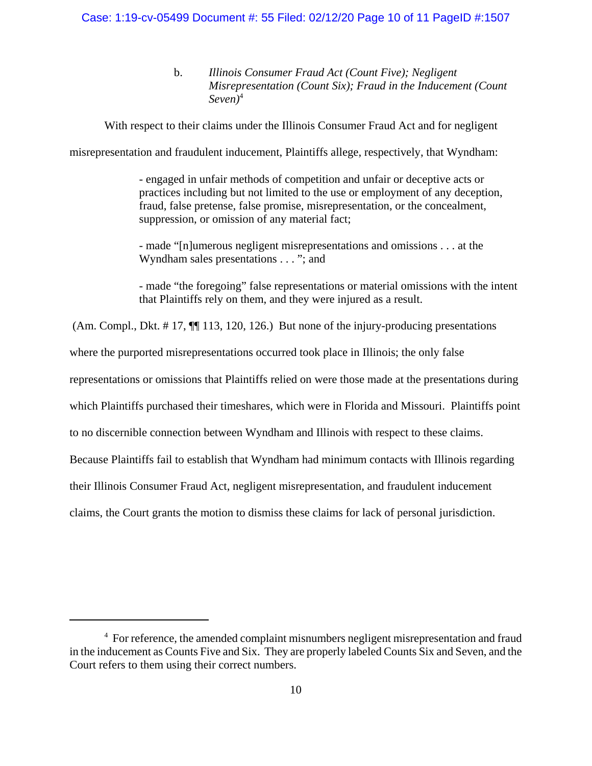b. *Illinois Consumer Fraud Act (Count Five); Negligent Misrepresentation (Count Six); Fraud in the Inducement (Count Seven)*[4]

With respect to their claims under the Illinois Consumer Fraud Act and for negligent misrepresentation and fraudulent inducement, Plaintiffs allege, respectively, that Wyndham:

> - engaged in unfair methods of competition and unfair or deceptive acts or practices including but not limited to the use or employment of any deception, fraud, false pretense, false promise, misrepresentation, or the concealment, suppression, or omission of any material fact;
>
> - made "[n]umerous negligent misrepresentations and omissions . . . at the Wyndham sales presentations . . . "; and
>
> - made "the foregoing" false representations or material omissions with the intent that Plaintiffs rely on them, and they were injured as a result.

(Am. Compl., Dkt. # 17, ¶¶ 113, 120, 126.) But none of the injury-producing presentations where the purported misrepresentations occurred took place in Illinois; the only false representations or omissions that Plaintiffs relied on were those made at the presentations during which Plaintiffs purchased their timeshares, which were in Florida and Missouri. Plaintiffs point to no discernible connection between Wyndham and Illinois with respect to these claims. Because Plaintiffs fail to establish that Wyndham had minimum contacts with Illinois regarding their Illinois Consumer Fraud Act, negligent misrepresentation, and fraudulent inducement claims, the Court grants the motion to dismiss these claims for lack of personal jurisdiction.

---

[4] For reference, the amended complaint misnumbers negligent misrepresentation and fraud in the inducement as Counts Five and Six. They are properly labeled Counts Six and Seven, and the Court refers to them using their correct numbers.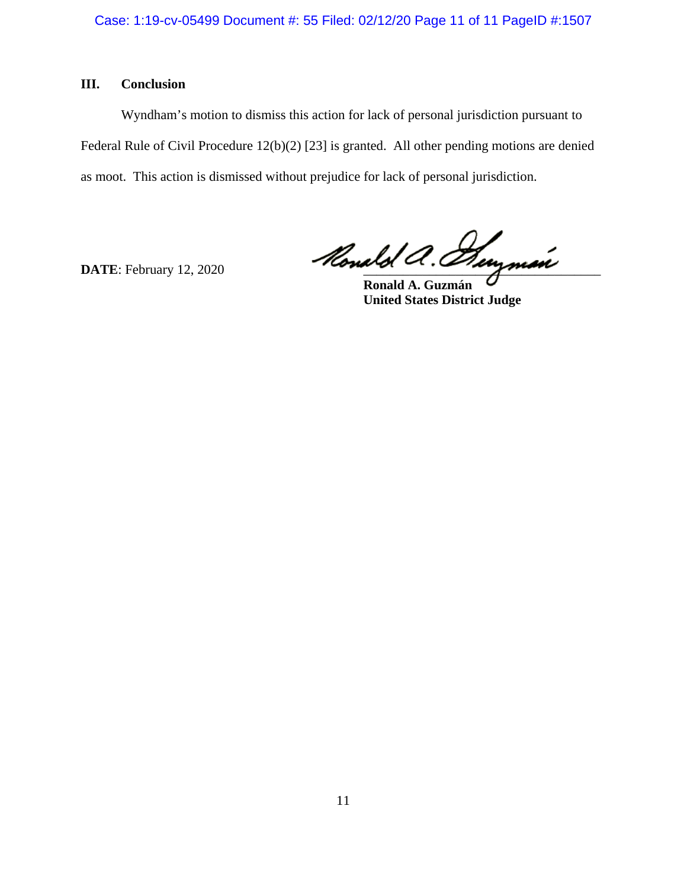## III. Conclusion

Wyndham's motion to dismiss this action for lack of personal jurisdiction pursuant to Federal Rule of Civil Procedure 12(b)(2) [23] is granted. All other pending motions are denied as moot. This action is dismissed without prejudice for lack of personal jurisdiction.

**DATE**: February 12, 2020

**Ronald A. Guzmán**
**United States District Judge**